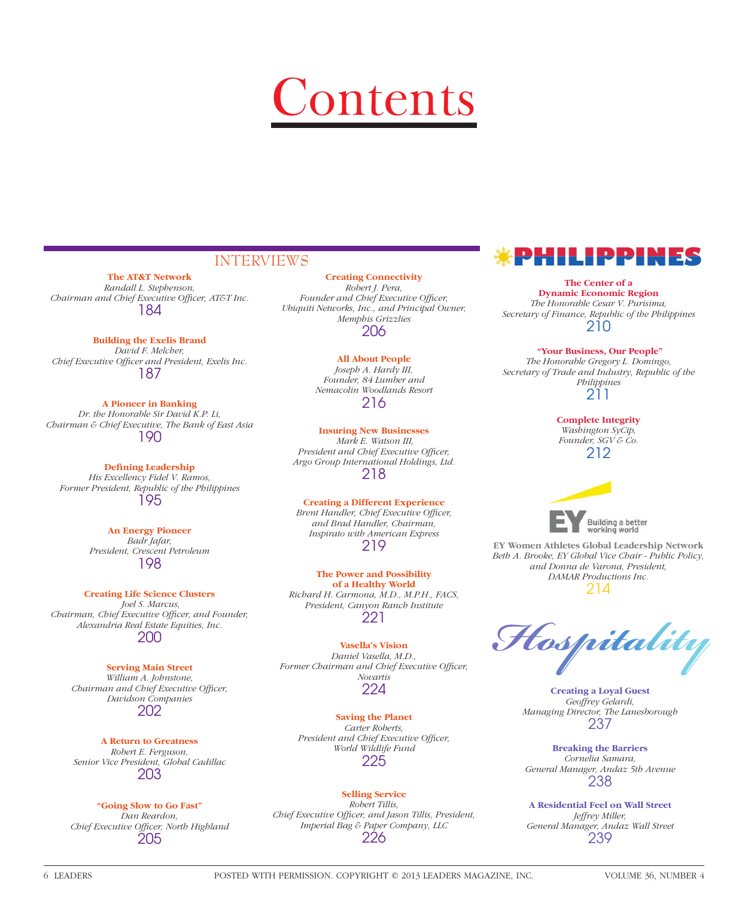# Contents

## INTERVIEWS

**The AT&T Network**
*Randall L. Stephenson,*
*Chairman and Chief Executive Officer, AT&T Inc.*
184

**Building the Exelis Brand**
*David F. Melcher,*
*Chief Executive Officer and President, Exelis Inc.*
187

**A Pioneer in Banking**
*Dr. the Honorable Sir David K.P. Li,*
*Chairman & Chief Executive, The Bank of East Asia*
190

**Defining Leadership**
*His Excellency Fidel V. Ramos,*
*Former President, Republic of the Philippines*
195

**An Energy Pioneer**
*Badr Jafar,*
*President, Crescent Petroleum*
198

**Creating Life Science Clusters**
*Joel S. Marcus,*
*Chairman, Chief Executive Officer, and Founder,*
*Alexandria Real Estate Equities, Inc.*
200

**Serving Main Street**
*William A. Johnstone,*
*Chairman and Chief Executive Officer,*
*Davidson Companies*
202

**A Return to Greatness**
*Robert E. Ferguson,*
*Senior Vice President, Global Cadillac*
203

**"Going Slow to Go Fast"**
*Dan Reardon,*
*Chief Executive Officer, North Highland*
205

**Creating Connectivity**
*Robert J. Pera,*
*Founder and Chief Executive Officer,*
*Ubiquiti Networks, Inc., and Principal Owner,*
*Memphis Grizzlies*
206

**All About People**
*Joseph A. Hardy III,*
*Founder, 84 Lumber and*
*Nemacolin Woodlands Resort*
216

**Insuring New Businesses**
*Mark E. Watson III,*
*President and Chief Executive Officer,*
*Argo Group International Holdings, Ltd.*
218

**Creating a Different Experience**
*Brent Handler, Chief Executive Officer,*
*and Brad Handler, Chairman,*
*Inspirato with American Express*
219

**The Power and Possibility of a Healthy World**
*Richard H. Carmona, M.D., M.P.H., FACS,*
*President, Canyon Ranch Institute*
221

**Vasella's Vision**
*Daniel Vasella, M.D.,*
*Former Chairman and Chief Executive Officer,*
*Novartis*
224

**Saving the Planet**
*Carter Roberts,*
*President and Chief Executive Officer,*
*World Wildlife Fund*
225

**Selling Service**
*Robert Tillis,*
*Chief Executive Officer, and Jason Tillis, President,*
*Imperial Bag & Paper Company, LLC*
226

## PHILIPPINES

**The Center of a Dynamic Economic Region**
*The Honorable Cesar V. Purisima,*
*Secretary of Finance, Republic of the Philippines*
210

**"Your Business, Our People"**
*The Honorable Gregory L. Domingo,*
*Secretary of Trade and Industry, Republic of the Philippines*
211

**Complete Integrity**
*Washington SyCip,*
*Founder, SGV & Co.*
212

## EY Building a better working world

**EY Women Athletes Global Leadership Network**
*Beth A. Brooke, EY Global Vice Chair - Public Policy,*
*and Donna de Varona, President,*
*DAMAR Productions Inc.*
214

## Hospitality

**Creating a Loyal Guest**
*Geoffrey Gelardi,*
*Managing Director, The Lanesborough*
237

**Breaking the Barriers**
*Cornelia Samara,*
*General Manager, Andaz 5th Avenue*
238

**A Residential Feel on Wall Street**
*Jeffrey Miller,*
*General Manager, Andaz Wall Street*
239

POSTED WITH PERMISSION. COPYRIGHT © 2013 LEADERS MAGAZINE, INC.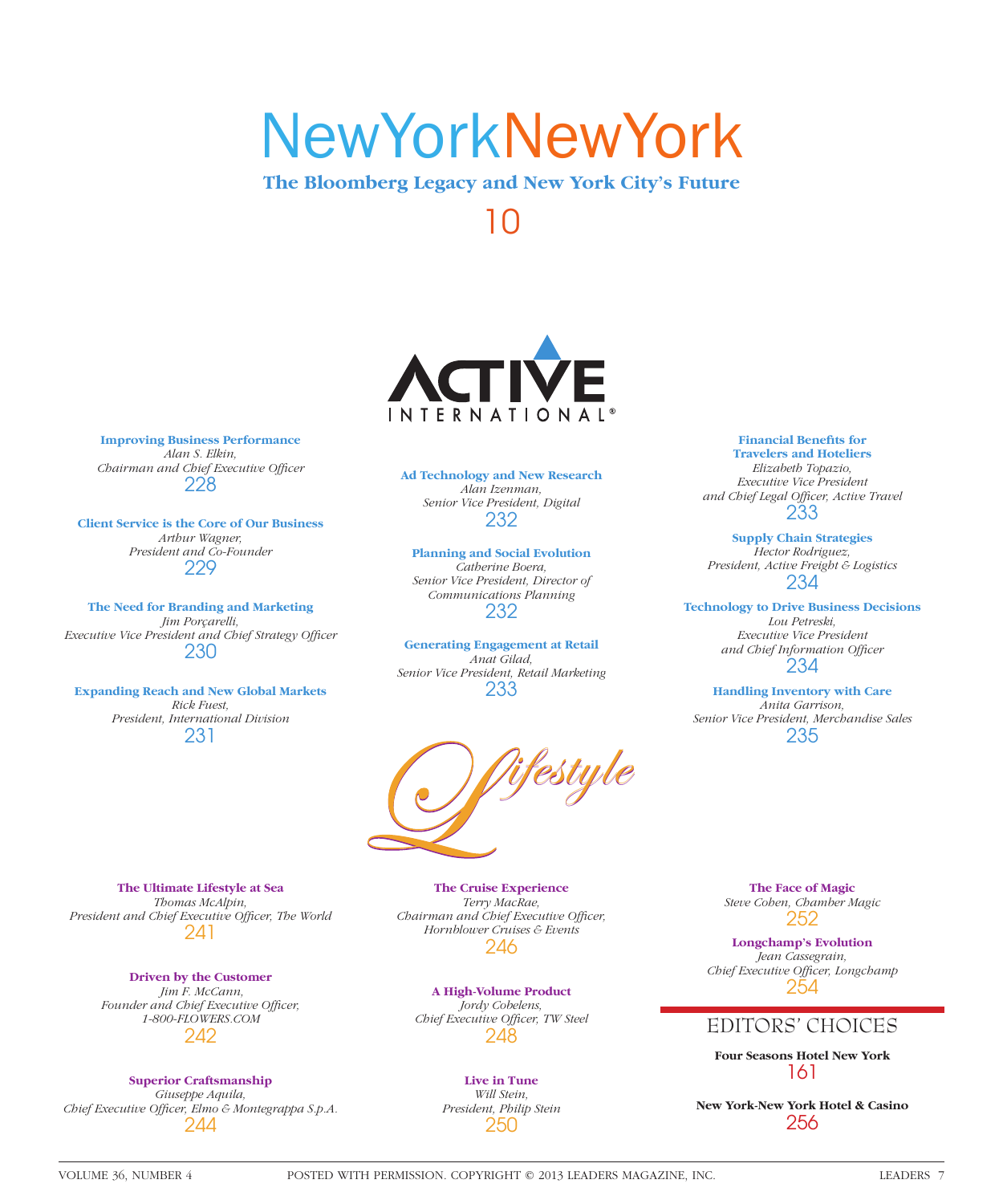# NewYorkNewYork

**The Bloomberg Legacy and New York City's Future**

10

## ACTIVE INTERNATIONAL®

**Improving Business Performance**
*Alan S. Elkin,*
*Chairman and Chief Executive Officer*
228

**Client Service is the Core of Our Business**
*Arthur Wagner,*
*President and Co-Founder*
229

**The Need for Branding and Marketing**
*Jim Porçarelli,*
*Executive Vice President and Chief Strategy Officer*
230

**Expanding Reach and New Global Markets**
*Rick Fuest,*
*President, International Division*
231

**Ad Technology and New Research**
*Alan Izenman,*
*Senior Vice President, Digital*
232

**Planning and Social Evolution**
*Catherine Boera,*
*Senior Vice President, Director of Communications Planning*
232

**Generating Engagement at Retail**
*Anat Gilad,*
*Senior Vice President, Retail Marketing*
233

**Financial Benefits for Travelers and Hoteliers**
*Elizabeth Topazio,*
*Executive Vice President and Chief Legal Officer, Active Travel*
233

**Supply Chain Strategies**
*Hector Rodriguez,*
*President, Active Freight & Logistics*
234

**Technology to Drive Business Decisions**
*Lou Petreski,*
*Executive Vice President and Chief Information Officer*
234

**Handling Inventory with Care**
*Anita Garrison,*
*Senior Vice President, Merchandise Sales*
235

## Lifestyle

**The Ultimate Lifestyle at Sea**
*Thomas McAlpin,*
*President and Chief Executive Officer, The World*
241

**Driven by the Customer**
*Jim F. McCann,*
*Founder and Chief Executive Officer, 1-800-FLOWERS.COM*
242

**Superior Craftsmanship**
*Giuseppe Aquila,*
*Chief Executive Officer, Elmo & Montegrappa S.p.A.*
244

**The Cruise Experience**
*Terry MacRae,*
*Chairman and Chief Executive Officer, Hornblower Cruises & Events*
246

**A High-Volume Product**
*Jordy Cobelens,*
*Chief Executive Officer, TW Steel*
248

**Live in Tune**
*Will Stein,*
*President, Philip Stein*
250

**The Face of Magic**
*Steve Cohen, Chamber Magic*
252

**Longchamp's Evolution**
*Jean Cassegrain,*
*Chief Executive Officer, Longchamp*
254

## EDITORS' CHOICES

**Four Seasons Hotel New York**
161

**New York-New York Hotel & Casino**
256

POSTED WITH PERMISSION. COPYRIGHT © 2013 LEADERS MAGAZINE, INC.